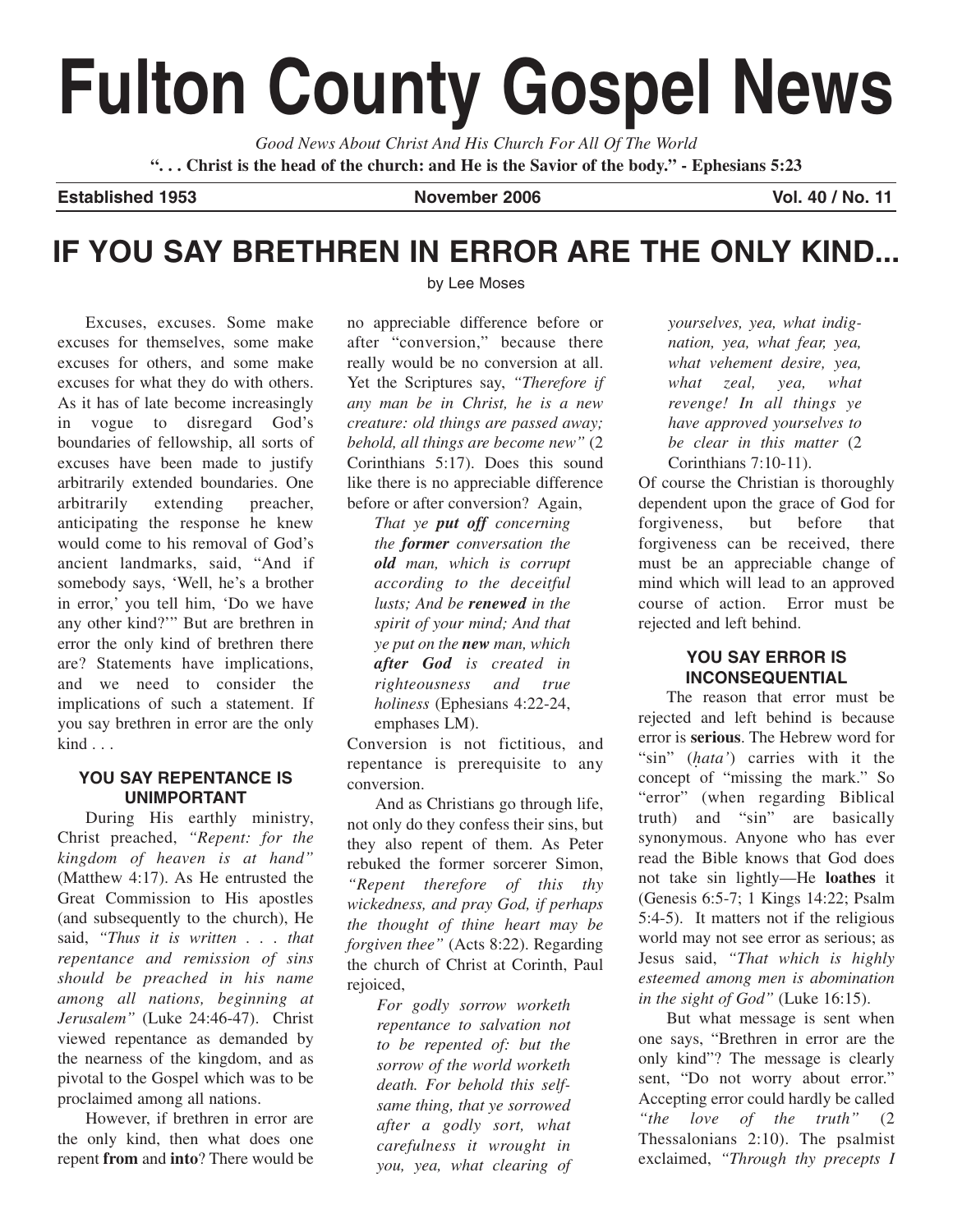# Fulton County Gospel News

*Good News About Christ And His Church For All Of The World*

**". . . Christ is the head of the church: and He is the Savior of the body." - Ephesians 5:23**

**Established 1953** | **November 2006** | **Vol. 40 / No. 11**

## IF YOU SAY BRETHREN IN ERROR ARE THE ONLY KIND...

by Lee Moses

Excuses, excuses. Some make excuses for themselves, some make excuses for others, and some make excuses for what they do with others. As it has of late become increasingly in vogue to disregard God's boundaries of fellowship, all sorts of excuses have been made to justify arbitrarily extended boundaries. One arbitrarily extending preacher, anticipating the response he knew would come to his removal of God's ancient landmarks, said, "And if somebody says, 'Well, he's a brother in error,' you tell him, 'Do we have any other kind?'" But are brethren in error the only kind of brethren there are? Statements have implications, and we need to consider the implications of such a statement. If you say brethren in error are the only kind . . .

### YOU SAY REPENTANCE IS UNIMPORTANT

During His earthly ministry, Christ preached, *"Repent: for the kingdom of heaven is at hand"* (Matthew 4:17). As He entrusted the Great Commission to His apostles (and subsequently to the church), He said, *"Thus it is written . . . that repentance and remission of sins should be preached in his name among all nations, beginning at Jerusalem"* (Luke 24:46-47). Christ viewed repentance as demanded by the nearness of the kingdom, and as pivotal to the Gospel which was to be proclaimed among all nations.

However, if brethren in error are the only kind, then what does one repent **from** and **into**? There would be no appreciable difference before or after "conversion," because there really would be no conversion at all. Yet the Scriptures say, *"Therefore if any man be in Christ, he is a new creature: old things are passed away; behold, all things are become new"* (2 Corinthians 5:17). Does this sound like there is no appreciable difference before or after conversion? Again,

> *That ye **put off** concerning the **former** conversation the **old** man, which is corrupt according to the deceitful lusts; And be **renewed** in the spirit of your mind; And that ye put on the **new** man, which **after God** is created in righteousness and true holiness* (Ephesians 4:22-24, emphases LM).

Conversion is not fictitious, and repentance is prerequisite to any conversion.

And as Christians go through life, not only do they confess their sins, but they also repent of them. As Peter rebuked the former sorcerer Simon, *"Repent therefore of this thy wickedness, and pray God, if perhaps the thought of thine heart may be forgiven thee"* (Acts 8:22). Regarding the church of Christ at Corinth, Paul rejoiced,

> *For godly sorrow worketh repentance to salvation not to be repented of: but the sorrow of the world worketh death. For behold this selfsame thing, that ye sorrowed after a godly sort, what carefulness it wrought in you, yea, what clearing of yourselves, yea, what indignation, yea, what fear, yea, what vehement desire, yea, what zeal, yea, what revenge! In all things ye have approved yourselves to be clear in this matter* (2 Corinthians 7:10-11).

Of course the Christian is thoroughly dependent upon the grace of God for forgiveness, but before that forgiveness can be received, there must be an appreciable change of mind which will lead to an approved course of action. Error must be rejected and left behind.

### YOU SAY ERROR IS INCONSEQUENTIAL

The reason that error must be rejected and left behind is because error is **serious**. The Hebrew word for "sin" (*ḥata'*) carries with it the concept of "missing the mark." So "error" (when regarding Biblical truth) and "sin" are basically synonymous. Anyone who has ever read the Bible knows that God does not take sin lightly—He **loathes** it (Genesis 6:5-7; 1 Kings 14:22; Psalm 5:4-5). It matters not if the religious world may not see error as serious; as Jesus said, *"That which is highly esteemed among men is abomination in the sight of God"* (Luke 16:15).

But what message is sent when one says, "Brethren in error are the only kind"? The message is clearly sent, "Do not worry about error." Accepting error could hardly be called *"the love of the truth"* (2 Thessalonians 2:10). The psalmist exclaimed, *"Through thy precepts I*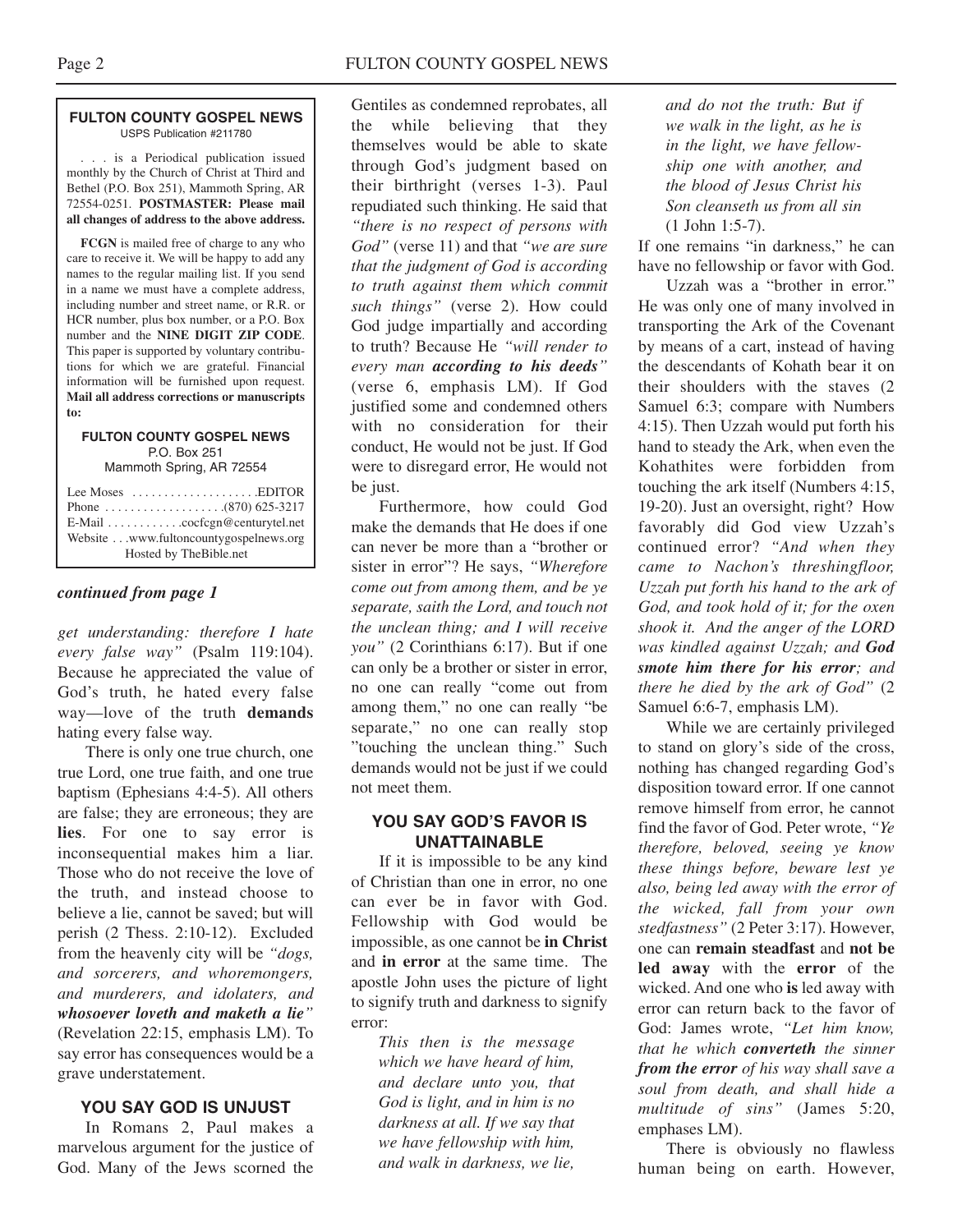**FULTON COUNTY GOSPEL NEWS**
USPS Publication #211780

. . . is a Periodical publication issued monthly by the Church of Christ at Third and Bethel (P.O. Box 251), Mammoth Spring, AR 72554-0251. **POSTMASTER: Please mail all changes of address to the above address.**

**FCGN** is mailed free of charge to any who care to receive it. We will be happy to add any names to the regular mailing list. If you send in a name we must have a complete address, including number and street name, or R.R. or HCR number, plus box number, or a P.O. Box number and the **NINE DIGIT ZIP CODE**. This paper is supported by voluntary contributions for which we are grateful. Financial information will be furnished upon request. **Mail all address corrections or manuscripts to:**

**FULTON COUNTY GOSPEL NEWS**
P.O. Box 251
Mammoth Spring, AR 72554

Lee Moses . . . . . . . . . . . . . . . . . . . .EDITOR
Phone . . . . . . . . . . . . . . . . . . .(870) 625-3217
E-Mail . . . . . . . . . . . .cocfcgn@centurytel.net
Website . . .www.fultoncountygospelnews.org
Hosted by TheBible.net

***continued from page 1***

*get understanding: therefore I hate every false way"* (Psalm 119:104). Because he appreciated the value of God's truth, he hated every false way—love of the truth **demands** hating every false way.

There is only one true church, one true Lord, one true faith, and one true baptism (Ephesians 4:4-5). All others are false; they are erroneous; they are **lies**. For one to say error is inconsequential makes him a liar. Those who do not receive the love of the truth, and instead choose to believe a lie, cannot be saved; but will perish (2 Thess. 2:10-12). Excluded from the heavenly city will be *"dogs, and sorcerers, and whoremongers, and murderers, and idolaters, and **whosoever loveth and maketh a lie**"* (Revelation 22:15, emphasis LM). To say error has consequences would be a grave understatement.

### YOU SAY GOD IS UNJUST

In Romans 2, Paul makes a marvelous argument for the justice of God. Many of the Jews scorned the Gentiles as condemned reprobates, all the while believing that they themselves would be able to skate through God's judgment based on their birthright (verses 1-3). Paul repudiated such thinking. He said that *"there is no respect of persons with God"* (verse 11) and that *"we are sure that the judgment of God is according to truth against them which commit such things"* (verse 2). How could God judge impartially and according to truth? Because He *"will render to every man **according to his deeds**"* (verse 6, emphasis LM). If God justified some and condemned others with no consideration for their conduct, He would not be just. If God were to disregard error, He would not be just.

Furthermore, how could God make the demands that He does if one can never be more than a "brother or sister in error"? He says, *"Wherefore come out from among them, and be ye separate, saith the Lord, and touch not the unclean thing; and I will receive you"* (2 Corinthians 6:17). But if one can only be a brother or sister in error, no one can really "come out from among them," no one can really "be separate," no one can really stop "touching the unclean thing." Such demands would not be just if we could not meet them.

### YOU SAY GOD'S FAVOR IS UNATTAINABLE

If it is impossible to be any kind of Christian than one in error, no one can ever be in favor with God. Fellowship with God would be impossible, as one cannot be **in Christ** and **in error** at the same time. The apostle John uses the picture of light to signify truth and darkness to signify error:

> *This then is the message which we have heard of him, and declare unto you, that God is light, and in him is no darkness at all. If we say that we have fellowship with him, and walk in darkness, we lie, and do not the truth: But if we walk in the light, as he is in the light, we have fellowship one with another, and the blood of Jesus Christ his Son cleanseth us from all sin* (1 John 1:5-7).

If one remains "in darkness," he can have no fellowship or favor with God.

Uzzah was a "brother in error." He was only one of many involved in transporting the Ark of the Covenant by means of a cart, instead of having the descendants of Kohath bear it on their shoulders with the staves (2 Samuel 6:3; compare with Numbers 4:15). Then Uzzah would put forth his hand to steady the Ark, when even the Kohathites were forbidden from touching the ark itself (Numbers 4:15, 19-20). Just an oversight, right? How favorably did God view Uzzah's continued error? *"And when they came to Nachon's threshingfloor, Uzzah put forth his hand to the ark of God, and took hold of it; for the oxen shook it. And the anger of the LORD was kindled against Uzzah; and **God smote him there for his error**; and there he died by the ark of God"* (2 Samuel 6:6-7, emphasis LM).

While we are certainly privileged to stand on glory's side of the cross, nothing has changed regarding God's disposition toward error. If one cannot remove himself from error, he cannot find the favor of God. Peter wrote, *"Ye therefore, beloved, seeing ye know these things before, beware lest ye also, being led away with the error of the wicked, fall from your own stedfastness"* (2 Peter 3:17). However, one can **remain steadfast** and **not be led away** with the **error** of the wicked. And one who **is** led away with error can return back to the favor of God: James wrote, *"Let him know, that he which **converteth** the sinner **from the error** of his way shall save a soul from death, and shall hide a multitude of sins"* (James 5:20, emphases LM).

There is obviously no flawless human being on earth. However,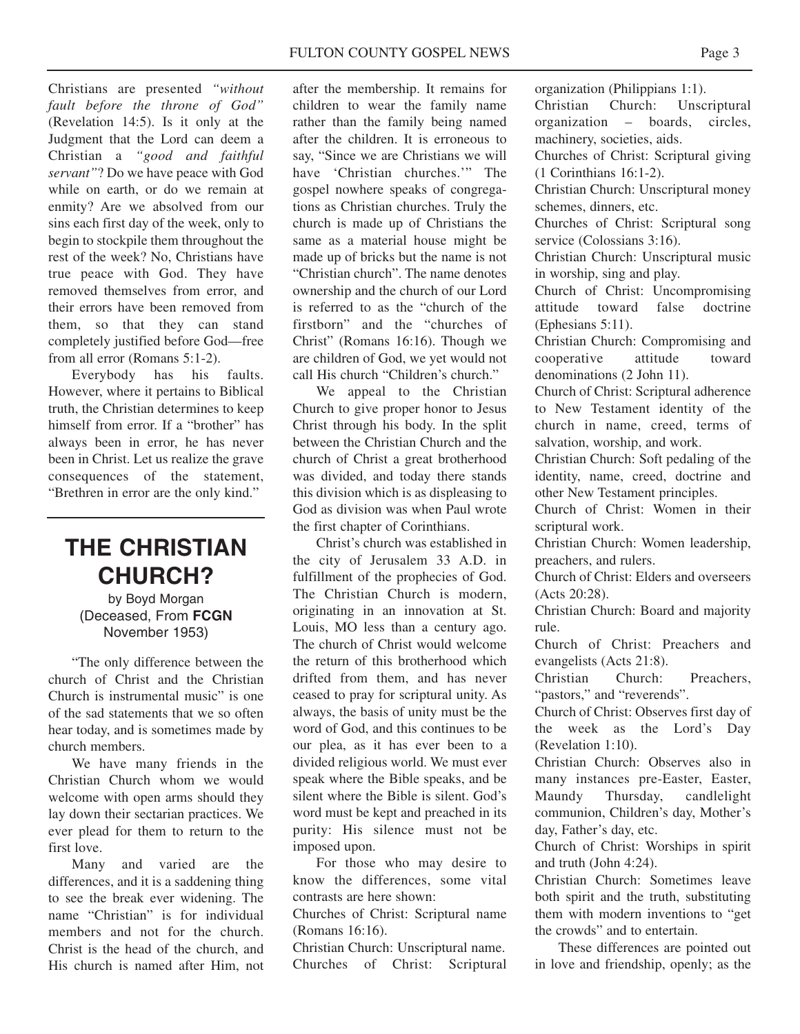Christians are presented *"without fault before the throne of God"* (Revelation 14:5). Is it only at the Judgment that the Lord can deem a Christian a *"good and faithful servant"*? Do we have peace with God while on earth, or do we remain at enmity? Are we absolved from our sins each first day of the week, only to begin to stockpile them throughout the rest of the week? No, Christians have true peace with God. They have removed themselves from error, and their errors have been removed from them, so that they can stand completely justified before God—free from all error (Romans 5:1-2).

Everybody has his faults. However, where it pertains to Biblical truth, the Christian determines to keep himself from error. If a "brother" has always been in error, he has never been in Christ. Let us realize the grave consequences of the statement, "Brethren in error are the only kind."

## THE CHRISTIAN CHURCH?

by Boyd Morgan
(Deceased, From **FCGN** November 1953)

"The only difference between the church of Christ and the Christian Church is instrumental music" is one of the sad statements that we so often hear today, and is sometimes made by church members.

We have many friends in the Christian Church whom we would welcome with open arms should they lay down their sectarian practices. We ever plead for them to return to the first love.

Many and varied are the differences, and it is a saddening thing to see the break ever widening. The name "Christian" is for individual members and not for the church. Christ is the head of the church, and His church is named after Him, not after the membership. It remains for children to wear the family name rather than the family being named after the children. It is erroneous to say, "Since we are Christians we will have 'Christian churches.'" The gospel nowhere speaks of congregations as Christian churches. Truly the church is made up of Christians the same as a material house might be made up of bricks but the name is not "Christian church". The name denotes ownership and the church of our Lord is referred to as the "church of the firstborn" and the "churches of Christ" (Romans 16:16). Though we are children of God, we yet would not call His church "Children's church."

We appeal to the Christian Church to give proper honor to Jesus Christ through his body. In the split between the Christian Church and the church of Christ a great brotherhood was divided, and today there stands this division which is as displeasing to God as division was when Paul wrote the first chapter of Corinthians.

Christ's church was established in the city of Jerusalem 33 A.D. in fulfillment of the prophecies of God. The Christian Church is modern, originating in an innovation at St. Louis, MO less than a century ago. The church of Christ would welcome the return of this brotherhood which drifted from them, and has never ceased to pray for scriptural unity. As always, the basis of unity must be the word of God, and this continues to be our plea, as it has ever been to a divided religious world. We must ever speak where the Bible speaks, and be silent where the Bible is silent. God's word must be kept and preached in its purity: His silence must not be imposed upon.

For those who may desire to know the differences, some vital contrasts are here shown:

Churches of Christ: Scriptural name (Romans 16:16).

Christian Church: Unscriptural name.

Churches of Christ: Scriptural organization (Philippians 1:1).

Christian Church: Unscriptural organization – boards, circles, machinery, societies, aids.

Churches of Christ: Scriptural giving (1 Corinthians 16:1-2).

Christian Church: Unscriptural money schemes, dinners, etc.

Churches of Christ: Scriptural song service (Colossians 3:16).

Christian Church: Unscriptural music in worship, sing and play.

Church of Christ: Uncompromising attitude toward false doctrine (Ephesians 5:11).

Christian Church: Compromising and cooperative attitude toward denominations (2 John 11).

Church of Christ: Scriptural adherence to New Testament identity of the church in name, creed, terms of salvation, worship, and work.

Christian Church: Soft pedaling of the identity, name, creed, doctrine and other New Testament principles.

Church of Christ: Women in their scriptural work.

Christian Church: Women leadership, preachers, and rulers.

Church of Christ: Elders and overseers (Acts 20:28).

Christian Church: Board and majority rule.

Church of Christ: Preachers and evangelists (Acts 21:8).

Christian Church: Preachers, "pastors," and "reverends".

Church of Christ: Observes first day of the week as the Lord's Day (Revelation 1:10).

Christian Church: Observes also in many instances pre-Easter, Easter, Maundy Thursday, candlelight communion, Children's day, Mother's day, Father's day, etc.

Church of Christ: Worships in spirit and truth (John 4:24).

Christian Church: Sometimes leave both spirit and the truth, substituting them with modern inventions to "get the crowds" and to entertain.

These differences are pointed out in love and friendship, openly; as the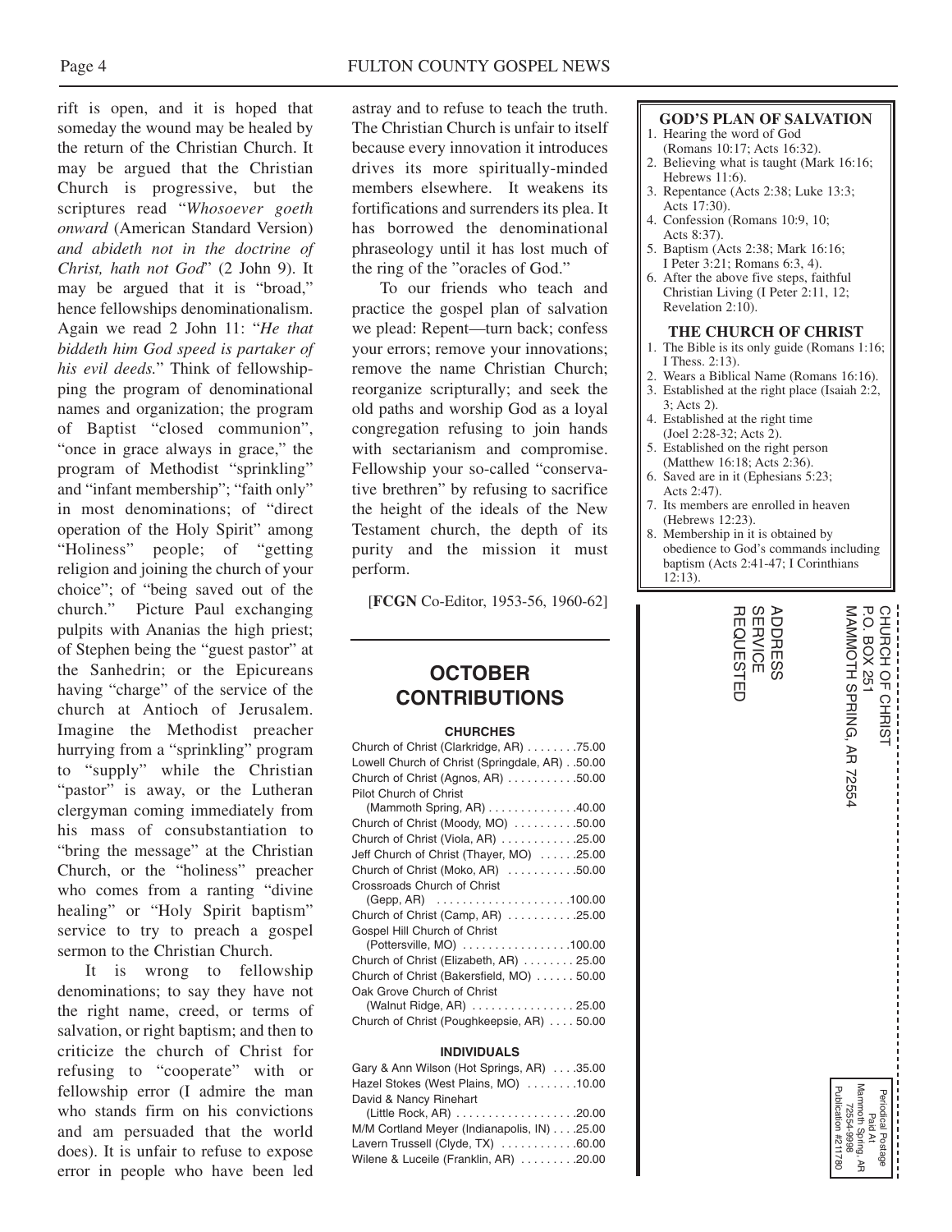rift is open, and it is hoped that someday the wound may be healed by the return of the Christian Church. It may be argued that the Christian Church is progressive, but the scriptures read "*Whosoever goeth onward* (American Standard Version) *and abideth not in the doctrine of Christ, hath not God*" (2 John 9). It may be argued that it is "broad," hence fellowships denominationalism. Again we read 2 John 11: "*He that biddeth him God speed is partaker of his evil deeds.*" Think of fellowshipping the program of denominational names and organization; the program of Baptist "closed communion", "once in grace always in grace," the program of Methodist "sprinkling" and "infant membership"; "faith only" in most denominations; of "direct operation of the Holy Spirit" among "Holiness" people; of "getting religion and joining the church of your choice"; of "being saved out of the church." Picture Paul exchanging pulpits with Ananias the high priest; of Stephen being the "guest pastor" at the Sanhedrin; or the Epicureans having "charge" of the service of the church at Antioch of Jerusalem. Imagine the Methodist preacher hurrying from a "sprinkling" program to "supply" while the Christian "pastor" is away, or the Lutheran clergyman coming immediately from his mass of consubstantiation to "bring the message" at the Christian Church, or the "holiness" preacher who comes from a ranting "divine healing" or "Holy Spirit baptism" service to try to preach a gospel sermon to the Christian Church.

It is wrong to fellowship denominations; to say they have not the right name, creed, or terms of salvation, or right baptism; and then to criticize the church of Christ for refusing to "cooperate" with or fellowship error (I admire the man who stands firm on his convictions and am persuaded that the world does). It is unfair to refuse to expose error in people who have been led astray and to refuse to teach the truth. The Christian Church is unfair to itself because every innovation it introduces drives its more spiritually-minded members elsewhere. It weakens its fortifications and surrenders its plea. It has borrowed the denominational phraseology until it has lost much of the ring of the "oracles of God."

To our friends who teach and practice the gospel plan of salvation we plead: Repent—turn back; confess your errors; remove your innovations; remove the name Christian Church; reorganize scripturally; and seek the old paths and worship God as a loyal congregation refusing to join hands with sectarianism and compromise. Fellowship your so-called "conservative brethren" by refusing to sacrifice the height of the ideals of the New Testament church, the depth of its purity and the mission it must perform.

[**FCGN** Co-Editor, 1953-56, 1960-62]

## OCTOBER CONTRIBUTIONS

### CHURCHES

| | |
|---|---|
| Church of Christ (Clarkridge, AR) | 75.00 |
| Lowell Church of Christ (Springdale, AR) | 50.00 |
| Church of Christ (Agnos, AR) | 50.00 |
| Pilot Church of Christ (Mammoth Spring, AR) | 40.00 |
| Church of Christ (Moody, MO) | 50.00 |
| Church of Christ (Viola, AR) | 25.00 |
| Jeff Church of Christ (Thayer, MO) | 25.00 |
| Church of Christ (Moko, AR) | 50.00 |
| Crossroads Church of Christ (Gepp, AR) | 100.00 |
| Church of Christ (Camp, AR) | 25.00 |
| Gospel Hill Church of Christ (Pottersville, MO) | 100.00 |
| Church of Christ (Elizabeth, AR) | 25.00 |
| Church of Christ (Bakersfield, MO) | 50.00 |
| Oak Grove Church of Christ (Walnut Ridge, AR) | 25.00 |
| Church of Christ (Poughkeepsie, AR) | 50.00 |

### INDIVIDUALS

| | |
|---|---|
| Gary & Ann Wilson (Hot Springs, AR) | 35.00 |
| Hazel Stokes (West Plains, MO) | 10.00 |
| David & Nancy Rinehart (Little Rock, AR) | 20.00 |
| M/M Cortland Meyer (Indianapolis, IN) | 25.00 |
| Lavern Trussell (Clyde, TX) | 60.00 |
| Wilene & Luceile (Franklin, AR) | 20.00 |

### GOD'S PLAN OF SALVATION

1. Hearing the word of God (Romans 10:17; Acts 16:32).
2. Believing what is taught (Mark 16:16; Hebrews 11:6).
3. Repentance (Acts 2:38; Luke 13:3; Acts 17:30).
4. Confession (Romans 10:9, 10; Acts 8:37).
5. Baptism (Acts 2:38; Mark 16:16; I Peter 3:21; Romans 6:3, 4).
6. After the above five steps, faithful Christian Living (I Peter 2:11, 12; Revelation 2:10).

### THE CHURCH OF CHRIST

1. The Bible is its only guide (Romans 1:16; I Thess. 2:13).
2. Wears a Biblical Name (Romans 16:16).
3. Established at the right place (Isaiah 2:2, 3; Acts 2).
4. Established at the right time (Joel 2:28-32; Acts 2).
5. Established on the right person (Matthew 16:18; Acts 2:36).
6. Saved are in it (Ephesians 5:23; Acts 2:47).
7. Its members are enrolled in heaven (Hebrews 12:23).
8. Membership in it is obtained by obedience to God's commands including baptism (Acts 2:41-47; I Corinthians 12:13).

CHURCH OF CHRIST
P.O. BOX 251
MAMMOTH SPRING, AR 72554

ADDRESS
SERVICE
REQUESTED

Periodical Postage
Paid At
Mammoth Spring, AR
72554-9998
Publication #211780